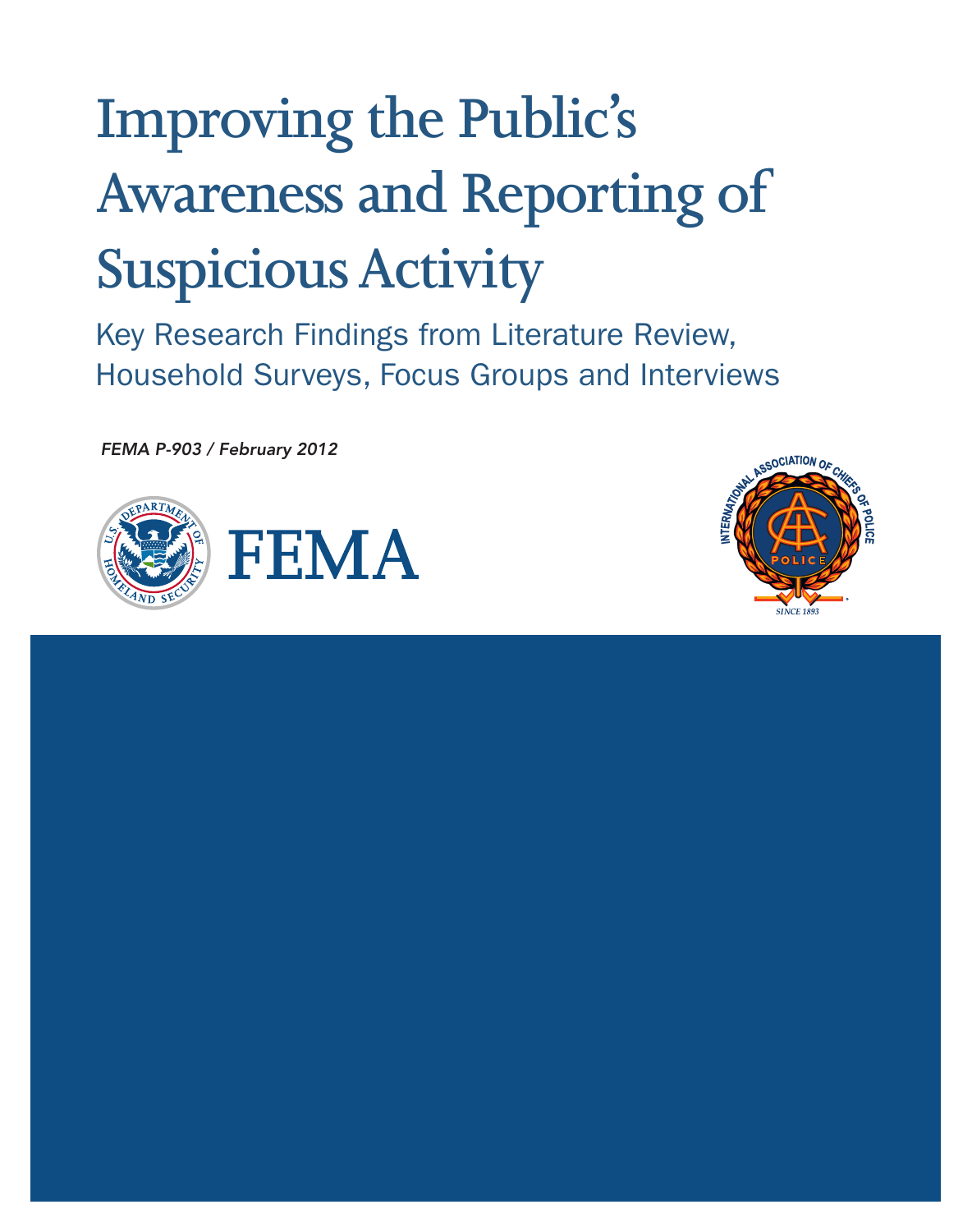# Improving the Public's Awareness and Reporting of Suspicious Activity

## Key Research Findings from Literature Review, Household Surveys, Focus Groups and Interviews

*FEMA P-903 / February 2012*

FEMA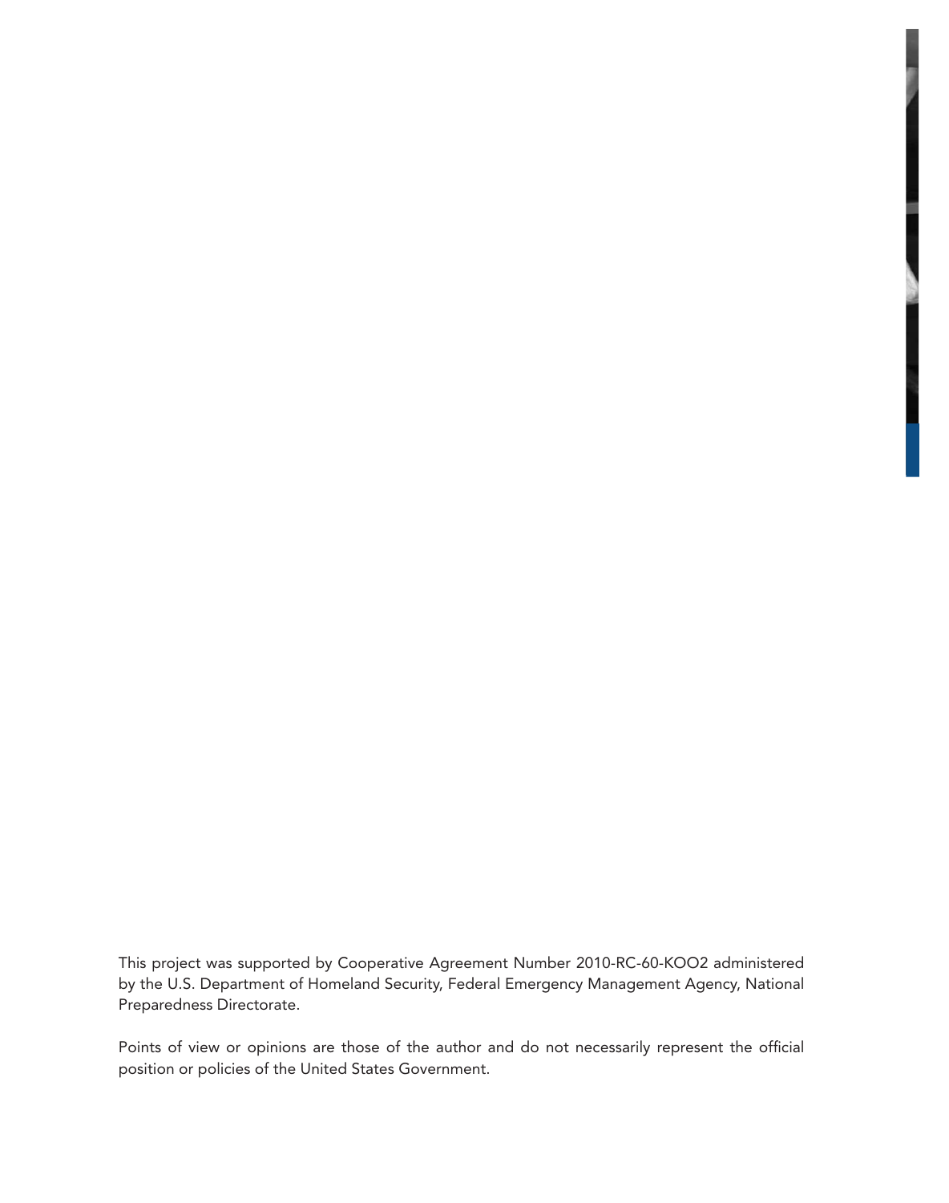This project was supported by Cooperative Agreement Number 2010-RC-60-KOO2 administered by the U.S. Department of Homeland Security, Federal Emergency Management Agency, National Preparedness Directorate.

Points of view or opinions are those of the author and do not necessarily represent the official position or policies of the United States Government.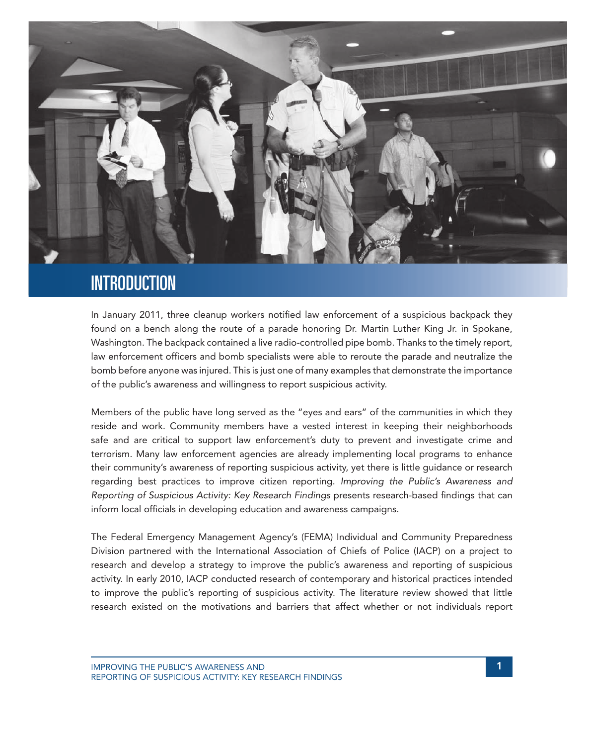# INTRODUCTION

In January 2011, three cleanup workers notified law enforcement of a suspicious backpack they found on a bench along the route of a parade honoring Dr. Martin Luther King Jr. in Spokane, Washington. The backpack contained a live radio-controlled pipe bomb. Thanks to the timely report, law enforcement officers and bomb specialists were able to reroute the parade and neutralize the bomb before anyone was injured. This is just one of many examples that demonstrate the importance of the public's awareness and willingness to report suspicious activity.

Members of the public have long served as the "eyes and ears" of the communities in which they reside and work. Community members have a vested interest in keeping their neighborhoods safe and are critical to support law enforcement's duty to prevent and investigate crime and terrorism. Many law enforcement agencies are already implementing local programs to enhance their community's awareness of reporting suspicious activity, yet there is little guidance or research regarding best practices to improve citizen reporting. *Improving the Public's Awareness and Reporting of Suspicious Activity: Key Research Findings* presents research-based findings that can inform local officials in developing education and awareness campaigns.

The Federal Emergency Management Agency's (FEMA) Individual and Community Preparedness Division partnered with the International Association of Chiefs of Police (IACP) on a project to research and develop a strategy to improve the public's awareness and reporting of suspicious activity. In early 2010, IACP conducted research of contemporary and historical practices intended to improve the public's reporting of suspicious activity. The literature review showed that little research existed on the motivations and barriers that affect whether or not individuals report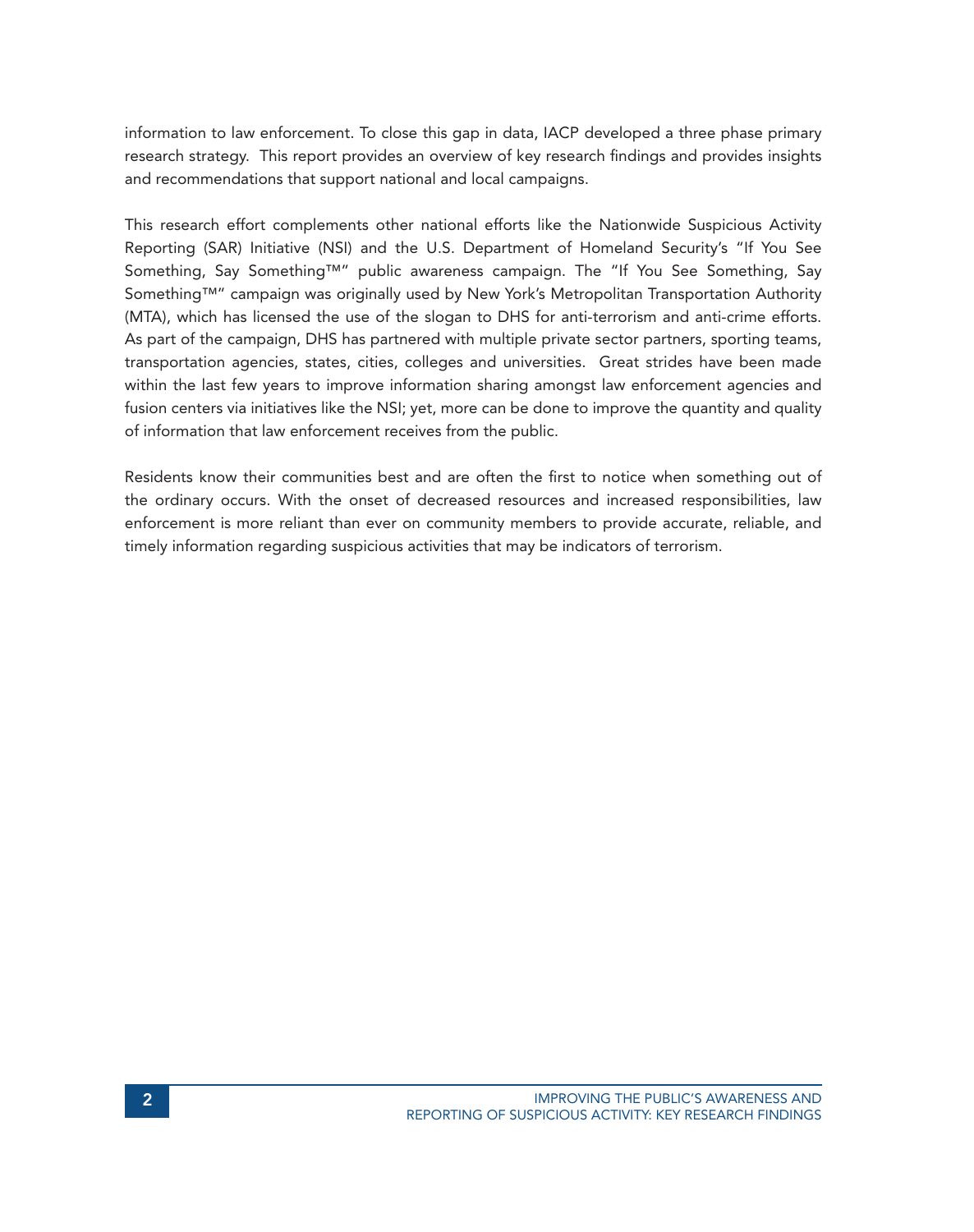information to law enforcement. To close this gap in data, IACP developed a three phase primary research strategy. This report provides an overview of key research findings and provides insights and recommendations that support national and local campaigns.

This research effort complements other national efforts like the Nationwide Suspicious Activity Reporting (SAR) Initiative (NSI) and the U.S. Department of Homeland Security's "If You See Something, Say Something™" public awareness campaign. The "If You See Something, Say Something™" campaign was originally used by New York's Metropolitan Transportation Authority (MTA), which has licensed the use of the slogan to DHS for anti-terrorism and anti-crime efforts. As part of the campaign, DHS has partnered with multiple private sector partners, sporting teams, transportation agencies, states, cities, colleges and universities. Great strides have been made within the last few years to improve information sharing amongst law enforcement agencies and fusion centers via initiatives like the NSI; yet, more can be done to improve the quantity and quality of information that law enforcement receives from the public.

Residents know their communities best and are often the first to notice when something out of the ordinary occurs. With the onset of decreased resources and increased responsibilities, law enforcement is more reliant than ever on community members to provide accurate, reliable, and timely information regarding suspicious activities that may be indicators of terrorism.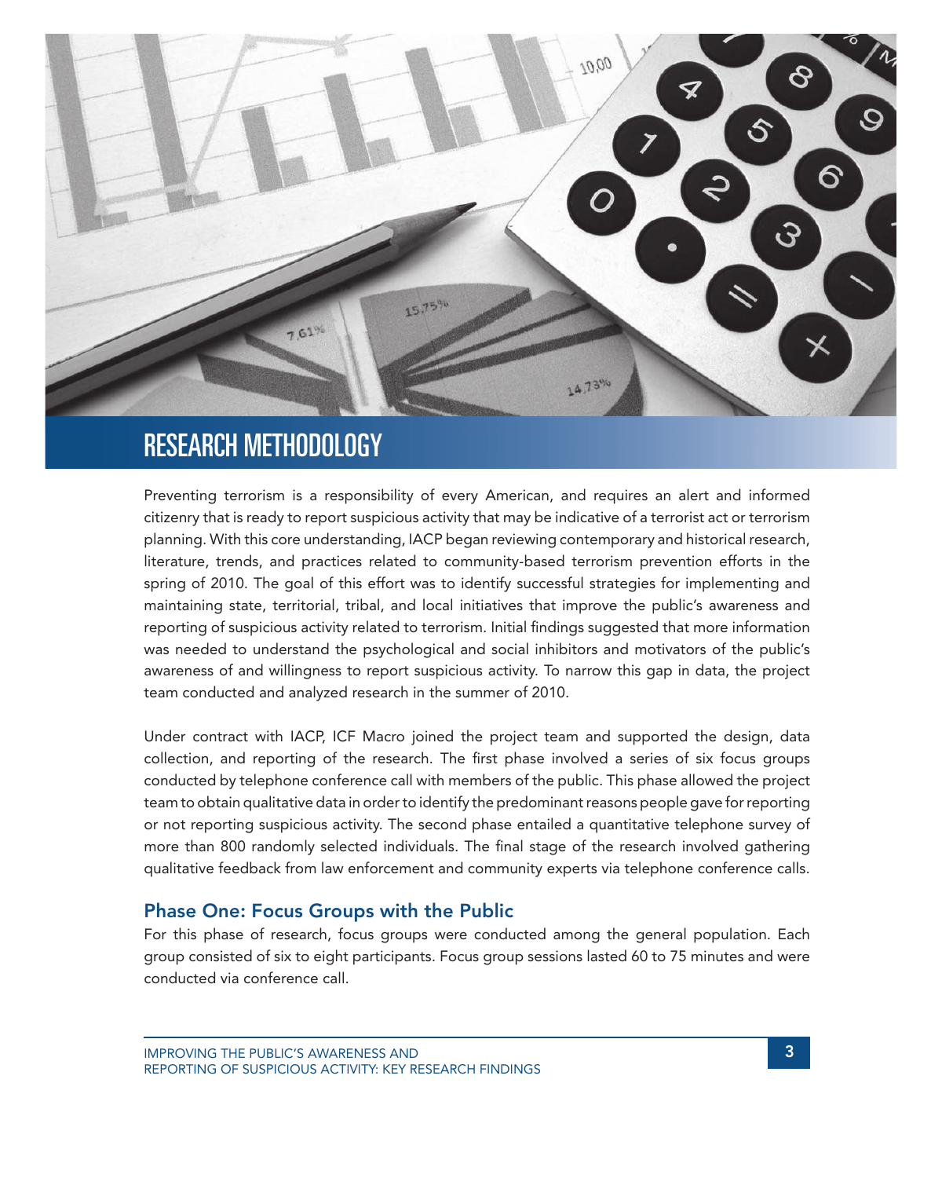# RESEARCH METHODOLOGY

Preventing terrorism is a responsibility of every American, and requires an alert and informed citizenry that is ready to report suspicious activity that may be indicative of a terrorist act or terrorism planning. With this core understanding, IACP began reviewing contemporary and historical research, literature, trends, and practices related to community-based terrorism prevention efforts in the spring of 2010. The goal of this effort was to identify successful strategies for implementing and maintaining state, territorial, tribal, and local initiatives that improve the public's awareness and reporting of suspicious activity related to terrorism. Initial findings suggested that more information was needed to understand the psychological and social inhibitors and motivators of the public's awareness of and willingness to report suspicious activity. To narrow this gap in data, the project team conducted and analyzed research in the summer of 2010.

Under contract with IACP, ICF Macro joined the project team and supported the design, data collection, and reporting of the research. The first phase involved a series of six focus groups conducted by telephone conference call with members of the public. This phase allowed the project team to obtain qualitative data in order to identify the predominant reasons people gave for reporting or not reporting suspicious activity. The second phase entailed a quantitative telephone survey of more than 800 randomly selected individuals. The final stage of the research involved gathering qualitative feedback from law enforcement and community experts via telephone conference calls.

## Phase One: Focus Groups with the Public

For this phase of research, focus groups were conducted among the general population. Each group consisted of six to eight participants. Focus group sessions lasted 60 to 75 minutes and were conducted via conference call.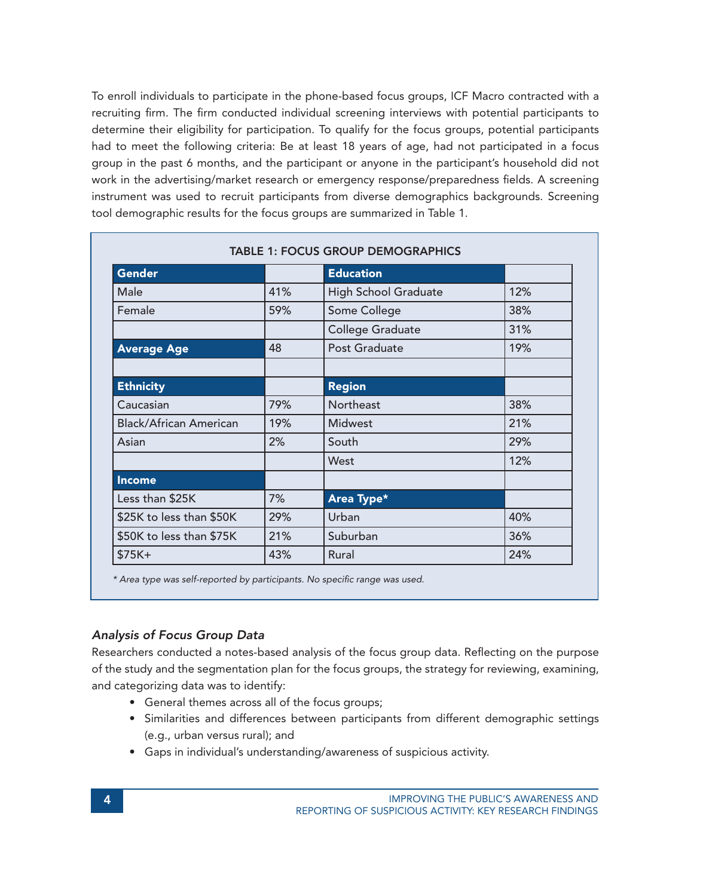To enroll individuals to participate in the phone-based focus groups, ICF Macro contracted with a recruiting firm. The firm conducted individual screening interviews with potential participants to determine their eligibility for participation. To qualify for the focus groups, potential participants had to meet the following criteria: Be at least 18 years of age, had not participated in a focus group in the past 6 months, and the participant or anyone in the participant's household did not work in the advertising/market research or emergency response/preparedness fields. A screening instrument was used to recruit participants from diverse demographics backgrounds. Screening tool demographic results for the focus groups are summarized in Table 1.

**TABLE 1: FOCUS GROUP DEMOGRAPHICS**

| **Gender** | | **Education** | |
|---|---|---|---|
| Male | 41% | High School Graduate | 12% |
| Female | 59% | Some College | 38% |
| | | College Graduate | 31% |
| **Average Age** | 48 | Post Graduate | 19% |
| | | | |
| **Ethnicity** | | **Region** | |
| Caucasian | 79% | Northeast | 38% |
| Black/African American | 19% | Midwest | 21% |
| Asian | 2% | South | 29% |
| | | West | 12% |
| **Income** | | | |
| Less than $25K | 7% | **Area Type*** | |
| $25K to less than $50K | 29% | Urban | 40% |
| $50K to less than $75K | 21% | Suburban | 36% |
| $75K+ | 43% | Rural | 24% |

*\* Area type was self-reported by participants. No specific range was used.*

### *Analysis of Focus Group Data*

Researchers conducted a notes-based analysis of the focus group data. Reflecting on the purpose of the study and the segmentation plan for the focus groups, the strategy for reviewing, examining, and categorizing data was to identify:

- General themes across all of the focus groups;
- Similarities and differences between participants from different demographic settings (e.g., urban versus rural); and
- Gaps in individual's understanding/awareness of suspicious activity.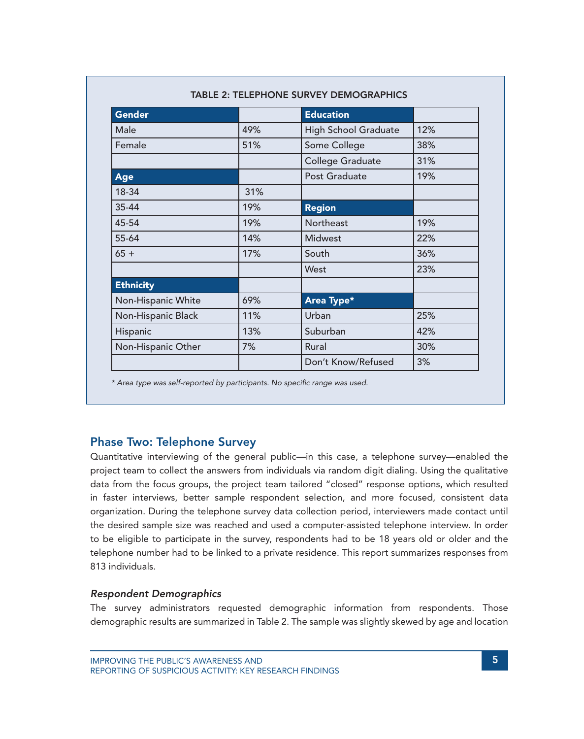**TABLE 2: TELEPHONE SURVEY DEMOGRAPHICS**

| Gender | | Education | |
|---|---|---|---|
| Male | 49% | High School Graduate | 12% |
| Female | 51% | Some College | 38% |
| | | College Graduate | 31% |
| **Age** | | Post Graduate | 19% |
| 18-34 | 31% | | |
| 35-44 | 19% | **Region** | |
| 45-54 | 19% | Northeast | 19% |
| 55-64 | 14% | Midwest | 22% |
| 65 + | 17% | South | 36% |
| | | West | 23% |
| **Ethnicity** | | | |
| Non-Hispanic White | 69% | **Area Type*** | |
| Non-Hispanic Black | 11% | Urban | 25% |
| Hispanic | 13% | Suburban | 42% |
| Non-Hispanic Other | 7% | Rural | 30% |
| | | Don't Know/Refused | 3% |

*\* Area type was self-reported by participants. No specific range was used.*

## Phase Two: Telephone Survey

Quantitative interviewing of the general public—in this case, a telephone survey—enabled the project team to collect the answers from individuals via random digit dialing. Using the qualitative data from the focus groups, the project team tailored "closed" response options, which resulted in faster interviews, better sample respondent selection, and more focused, consistent data organization. During the telephone survey data collection period, interviewers made contact until the desired sample size was reached and used a computer-assisted telephone interview. In order to be eligible to participate in the survey, respondents had to be 18 years old or older and the telephone number had to be linked to a private residence. This report summarizes responses from 813 individuals.

### *Respondent Demographics*

The survey administrators requested demographic information from respondents. Those demographic results are summarized in Table 2. The sample was slightly skewed by age and location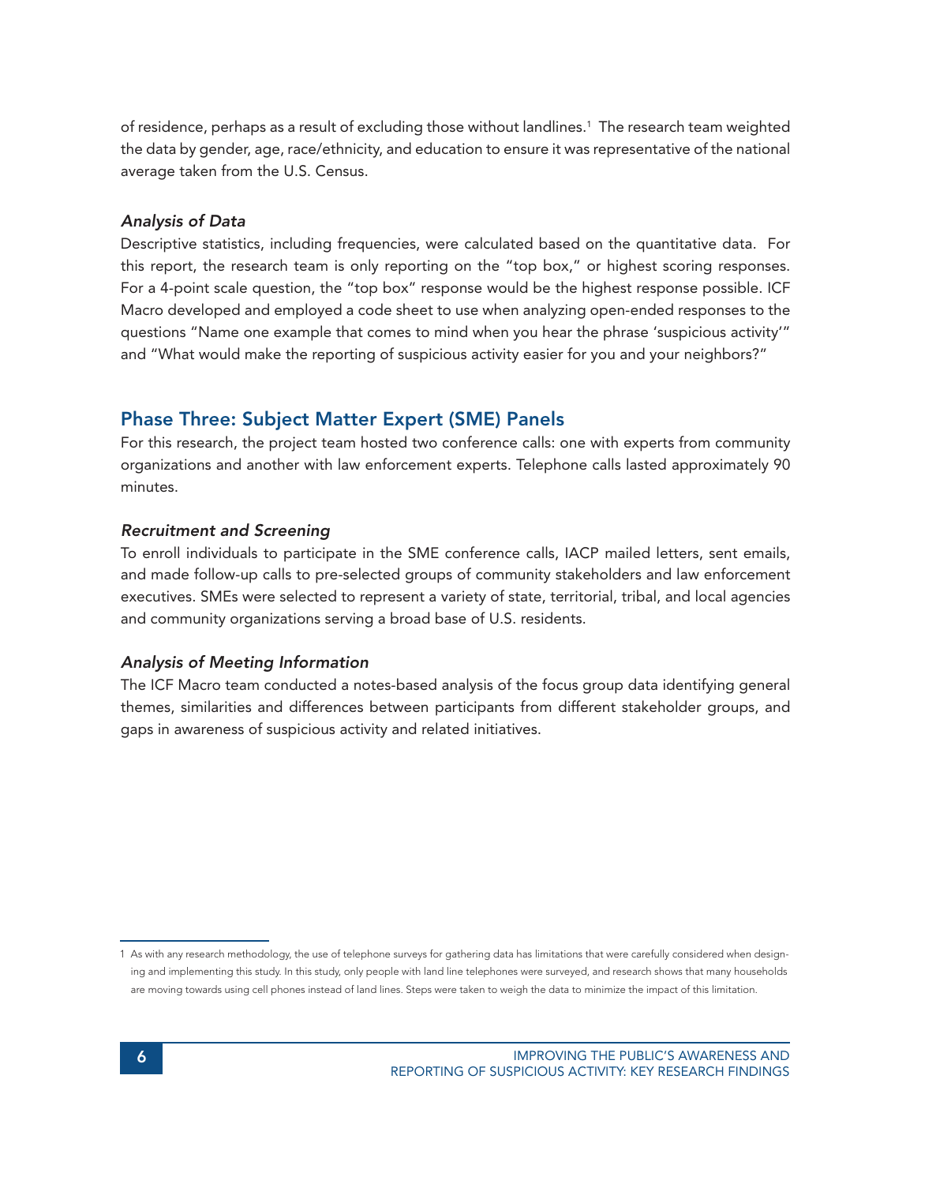of residence, perhaps as a result of excluding those without landlines.[1] The research team weighted the data by gender, age, race/ethnicity, and education to ensure it was representative of the national average taken from the U.S. Census.

### *Analysis of Data*

Descriptive statistics, including frequencies, were calculated based on the quantitative data. For this report, the research team is only reporting on the "top box," or highest scoring responses. For a 4-point scale question, the "top box" response would be the highest response possible. ICF Macro developed and employed a code sheet to use when analyzing open-ended responses to the questions "Name one example that comes to mind when you hear the phrase 'suspicious activity'" and "What would make the reporting of suspicious activity easier for you and your neighbors?"

## Phase Three: Subject Matter Expert (SME) Panels

For this research, the project team hosted two conference calls: one with experts from community organizations and another with law enforcement experts. Telephone calls lasted approximately 90 minutes.

### *Recruitment and Screening*

To enroll individuals to participate in the SME conference calls, IACP mailed letters, sent emails, and made follow-up calls to pre-selected groups of community stakeholders and law enforcement executives. SMEs were selected to represent a variety of state, territorial, tribal, and local agencies and community organizations serving a broad base of U.S. residents.

### *Analysis of Meeting Information*

The ICF Macro team conducted a notes-based analysis of the focus group data identifying general themes, similarities and differences between participants from different stakeholder groups, and gaps in awareness of suspicious activity and related initiatives.

---

[1] As with any research methodology, the use of telephone surveys for gathering data has limitations that were carefully considered when designing and implementing this study. In this study, only people with land line telephones were surveyed, and research shows that many households are moving towards using cell phones instead of land lines. Steps were taken to weigh the data to minimize the impact of this limitation.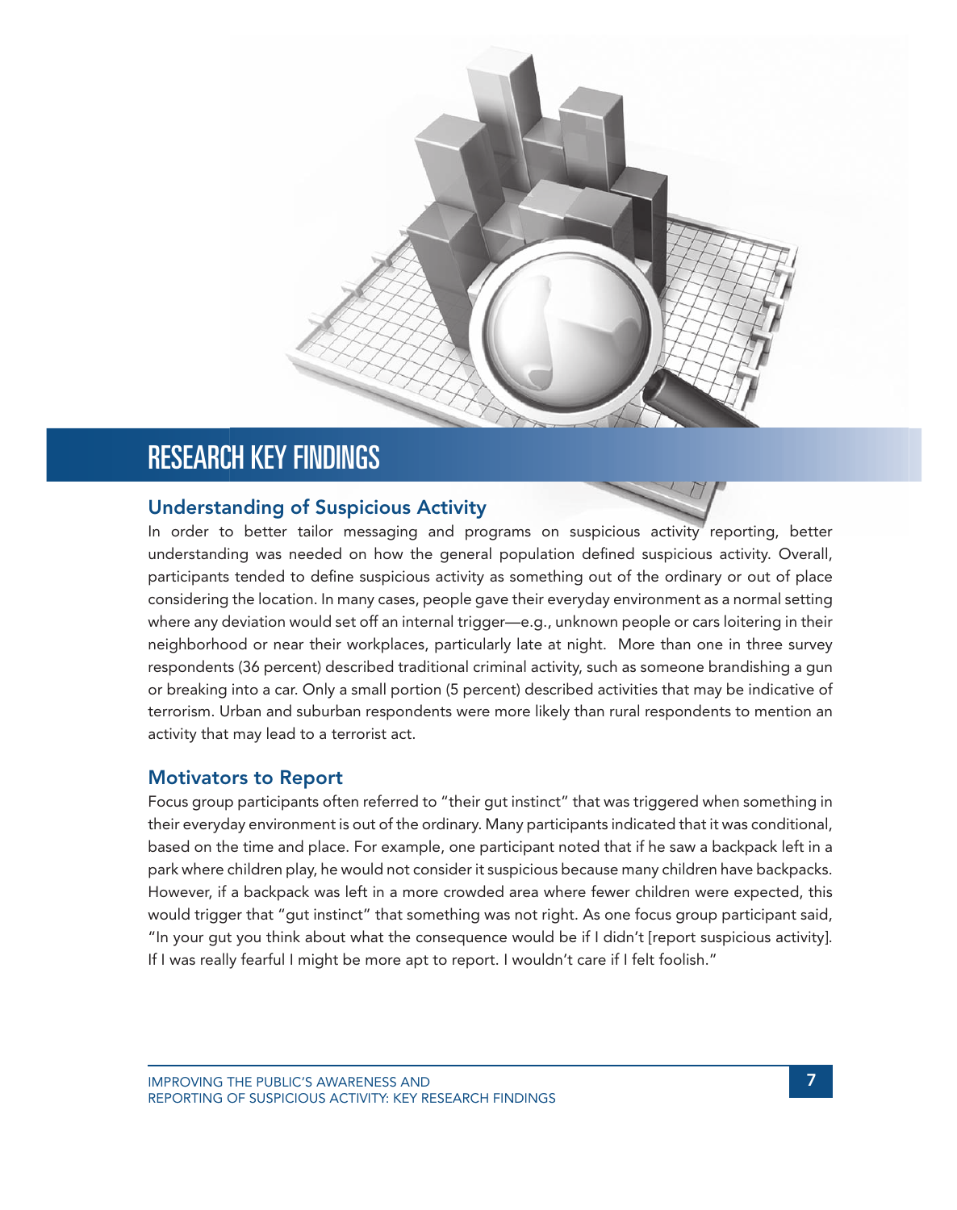# RESEARCH KEY FINDINGS

## Understanding of Suspicious Activity

In order to better tailor messaging and programs on suspicious activity reporting, better understanding was needed on how the general population defined suspicious activity. Overall, participants tended to define suspicious activity as something out of the ordinary or out of place considering the location. In many cases, people gave their everyday environment as a normal setting where any deviation would set off an internal trigger—e.g., unknown people or cars loitering in their neighborhood or near their workplaces, particularly late at night. More than one in three survey respondents (36 percent) described traditional criminal activity, such as someone brandishing a gun or breaking into a car. Only a small portion (5 percent) described activities that may be indicative of terrorism. Urban and suburban respondents were more likely than rural respondents to mention an activity that may lead to a terrorist act.

## Motivators to Report

Focus group participants often referred to "their gut instinct" that was triggered when something in their everyday environment is out of the ordinary. Many participants indicated that it was conditional, based on the time and place. For example, one participant noted that if he saw a backpack left in a park where children play, he would not consider it suspicious because many children have backpacks. However, if a backpack was left in a more crowded area where fewer children were expected, this would trigger that "gut instinct" that something was not right. As one focus group participant said, "In your gut you think about what the consequence would be if I didn't [report suspicious activity]. If I was really fearful I might be more apt to report. I wouldn't care if I felt foolish."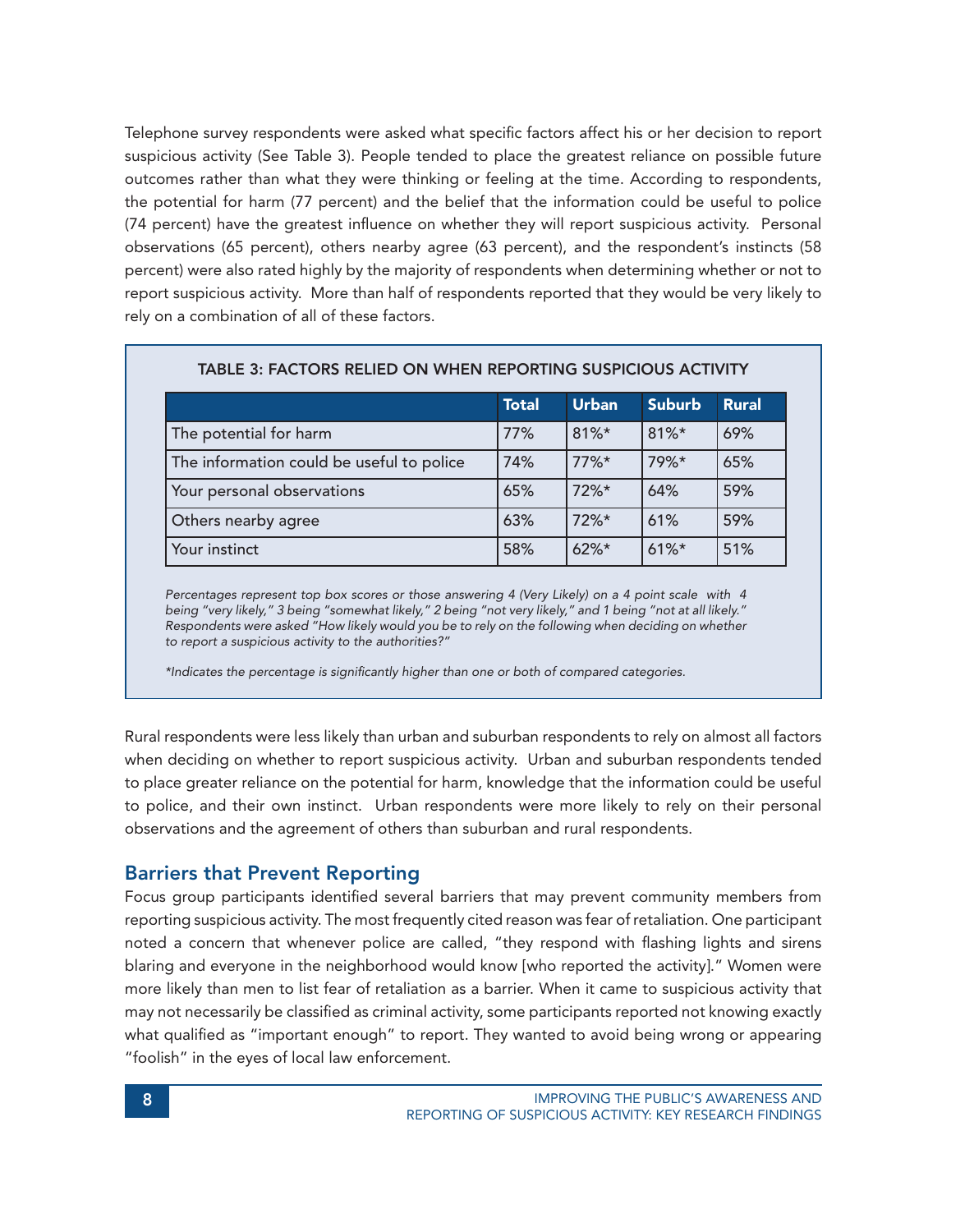Telephone survey respondents were asked what specific factors affect his or her decision to report suspicious activity (See Table 3). People tended to place the greatest reliance on possible future outcomes rather than what they were thinking or feeling at the time. According to respondents, the potential for harm (77 percent) and the belief that the information could be useful to police (74 percent) have the greatest influence on whether they will report suspicious activity. Personal observations (65 percent), others nearby agree (63 percent), and the respondent's instincts (58 percent) were also rated highly by the majority of respondents when determining whether or not to report suspicious activity. More than half of respondents reported that they would be very likely to rely on a combination of all of these factors.

**TABLE 3: FACTORS RELIED ON WHEN REPORTING SUSPICIOUS ACTIVITY**

| | Total | Urban | Suburb | Rural |
|---|---|---|---|---|
| The potential for harm | 77% | 81%* | 81%* | 69% |
| The information could be useful to police | 74% | 77%* | 79%* | 65% |
| Your personal observations | 65% | 72%* | 64% | 59% |
| Others nearby agree | 63% | 72%* | 61% | 59% |
| Your instinct | 58% | 62%* | 61%* | 51% |

*Percentages represent top box scores or those answering 4 (Very Likely) on a 4 point scale with 4 being "very likely," 3 being "somewhat likely," 2 being "not very likely," and 1 being "not at all likely." Respondents were asked "How likely would you be to rely on the following when deciding on whether to report a suspicious activity to the authorities?"*

*\*Indicates the percentage is significantly higher than one or both of compared categories.*

Rural respondents were less likely than urban and suburban respondents to rely on almost all factors when deciding on whether to report suspicious activity. Urban and suburban respondents tended to place greater reliance on the potential for harm, knowledge that the information could be useful to police, and their own instinct. Urban respondents were more likely to rely on their personal observations and the agreement of others than suburban and rural respondents.

## Barriers that Prevent Reporting

Focus group participants identified several barriers that may prevent community members from reporting suspicious activity. The most frequently cited reason was fear of retaliation. One participant noted a concern that whenever police are called, "they respond with flashing lights and sirens blaring and everyone in the neighborhood would know [who reported the activity]." Women were more likely than men to list fear of retaliation as a barrier. When it came to suspicious activity that may not necessarily be classified as criminal activity, some participants reported not knowing exactly what qualified as "important enough" to report. They wanted to avoid being wrong or appearing "foolish" in the eyes of local law enforcement.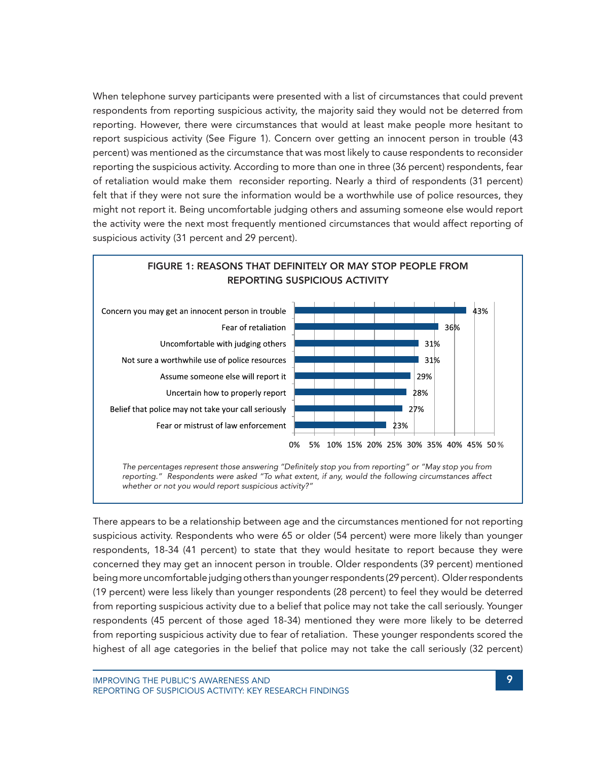When telephone survey participants were presented with a list of circumstances that could prevent respondents from reporting suspicious activity, the majority said they would not be deterred from reporting. However, there were circumstances that would at least make people more hesitant to report suspicious activity (See Figure 1). Concern over getting an innocent person in trouble (43 percent) was mentioned as the circumstance that was most likely to cause respondents to reconsider reporting the suspicious activity. According to more than one in three (36 percent) respondents, fear of retaliation would make them reconsider reporting. Nearly a third of respondents (31 percent) felt that if they were not sure the information would be a worthwhile use of police resources, they might not report it. Being uncomfortable judging others and assuming someone else would report the activity were the next most frequently mentioned circumstances that would affect reporting of suspicious activity (31 percent and 29 percent).

**FIGURE 1: REASONS THAT DEFINITELY OR MAY STOP PEOPLE FROM REPORTING SUSPICIOUS ACTIVITY**

| Reason | Percent |
| --- | --- |
| Concern you may get an innocent person in trouble | 43% |
| Fear of retaliation | 36% |
| Uncomfortable with judging others | 31% |
| Not sure a worthwhile use of police resources | 31% |
| Assume someone else will report it | 29% |
| Uncertain how to properly report | 28% |
| Belief that police may not take your call seriously | 27% |
| Fear or mistrust of law enforcement | 23% |

*The percentages represent those answering "Definitely stop you from reporting" or "May stop you from reporting." Respondents were asked "To what extent, if any, would the following circumstances affect whether or not you would report suspicious activity?"*

There appears to be a relationship between age and the circumstances mentioned for not reporting suspicious activity. Respondents who were 65 or older (54 percent) were more likely than younger respondents, 18-34 (41 percent) to state that they would hesitate to report because they were concerned they may get an innocent person in trouble. Older respondents (39 percent) mentioned being more uncomfortable judging others than younger respondents (29 percent). Older respondents (19 percent) were less likely than younger respondents (28 percent) to feel they would be deterred from reporting suspicious activity due to a belief that police may not take the call seriously. Younger respondents (45 percent of those aged 18-34) mentioned they were more likely to be deterred from reporting suspicious activity due to fear of retaliation. These younger respondents scored the highest of all age categories in the belief that police may not take the call seriously (32 percent)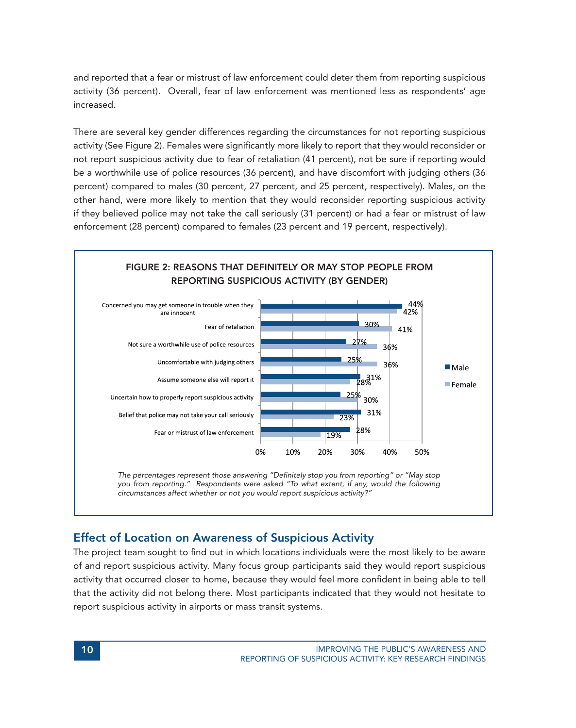and reported that a fear or mistrust of law enforcement could deter them from reporting suspicious activity (36 percent). Overall, fear of law enforcement was mentioned less as respondents' age increased.

There are several key gender differences regarding the circumstances for not reporting suspicious activity (See Figure 2). Females were significantly more likely to report that they would reconsider or not report suspicious activity due to fear of retaliation (41 percent), not be sure if reporting would be a worthwhile use of police resources (36 percent), and have discomfort with judging others (36 percent) compared to males (30 percent, 27 percent, and 25 percent, respectively). Males, on the other hand, were more likely to mention that they would reconsider reporting suspicious activity if they believed police may not take the call seriously (31 percent) or had a fear or mistrust of law enforcement (28 percent) compared to females (23 percent and 19 percent, respectively).

**FIGURE 2: REASONS THAT DEFINITELY OR MAY STOP PEOPLE FROM REPORTING SUSPICIOUS ACTIVITY (BY GENDER)**

| Reason | Male | Female |
|---|---|---|
| Concerned you may get someone in trouble when they are innocent | 44% | 42% |
| Fear of retaliation | 30% | 41% |
| Not sure a worthwhile use of police resources | 27% | 36% |
| Uncomfortable with judging others | 25% | 36% |
| Assume someone else will report it | 31% | 28% |
| Uncertain how to properly report suspicious activity | 25% | 30% |
| Belief that police may not take your call seriously | 31% | 23% |
| Fear or mistrust of law enforcement | 28% | 19% |

*The percentages represent those answering "Definitely stop you from reporting" or "May stop you from reporting." Respondents were asked "To what extent, if any, would the following circumstances affect whether or not you would report suspicious activity?"*

## Effect of Location on Awareness of Suspicious Activity

The project team sought to find out in which locations individuals were the most likely to be aware of and report suspicious activity. Many focus group participants said they would report suspicious activity that occurred closer to home, because they would feel more confident in being able to tell that the activity did not belong there. Most participants indicated that they would not hesitate to report suspicious activity in airports or mass transit systems.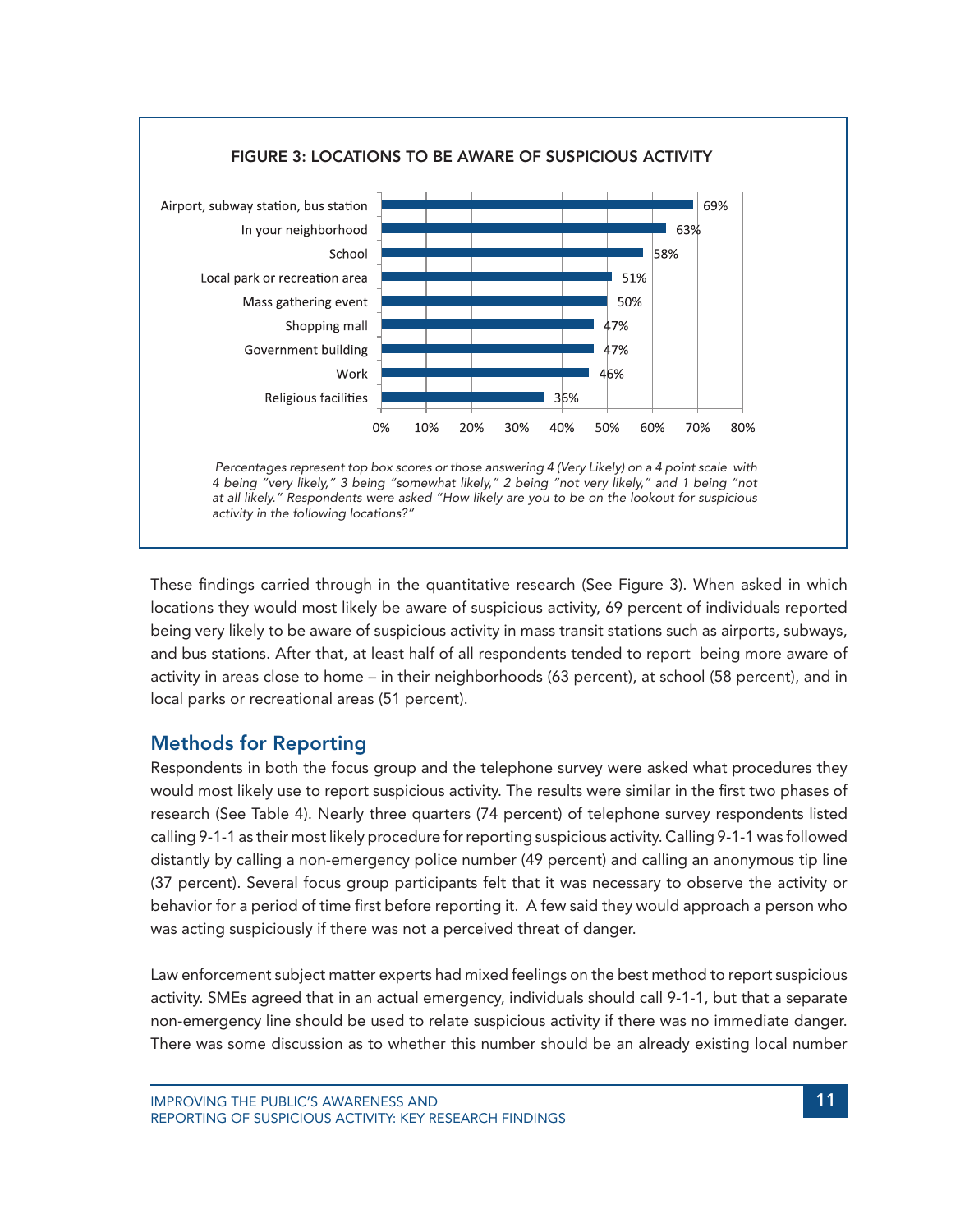**FIGURE 3: LOCATIONS TO BE AWARE OF SUSPICIOUS ACTIVITY**

| Location | Percentage |
|---|---|
| Airport, subway station, bus station | 69% |
| In your neighborhood | 63% |
| School | 58% |
| Local park or recreation area | 51% |
| Mass gathering event | 50% |
| Shopping mall | 47% |
| Government building | 47% |
| Work | 46% |
| Religious facilities | 36% |

*Percentages represent top box scores or those answering 4 (Very Likely) on a 4 point scale with 4 being "very likely," 3 being "somewhat likely," 2 being "not very likely," and 1 being "not at all likely." Respondents were asked "How likely are you to be on the lookout for suspicious activity in the following locations?"*

These findings carried through in the quantitative research (See Figure 3). When asked in which locations they would most likely be aware of suspicious activity, 69 percent of individuals reported being very likely to be aware of suspicious activity in mass transit stations such as airports, subways, and bus stations. After that, at least half of all respondents tended to report being more aware of activity in areas close to home – in their neighborhoods (63 percent), at school (58 percent), and in local parks or recreational areas (51 percent).

## Methods for Reporting

Respondents in both the focus group and the telephone survey were asked what procedures they would most likely use to report suspicious activity. The results were similar in the first two phases of research (See Table 4). Nearly three quarters (74 percent) of telephone survey respondents listed calling 9-1-1 as their most likely procedure for reporting suspicious activity. Calling 9-1-1 was followed distantly by calling a non-emergency police number (49 percent) and calling an anonymous tip line (37 percent). Several focus group participants felt that it was necessary to observe the activity or behavior for a period of time first before reporting it. A few said they would approach a person who was acting suspiciously if there was not a perceived threat of danger.

Law enforcement subject matter experts had mixed feelings on the best method to report suspicious activity. SMEs agreed that in an actual emergency, individuals should call 9-1-1, but that a separate non-emergency line should be used to relate suspicious activity if there was no immediate danger. There was some discussion as to whether this number should be an already existing local number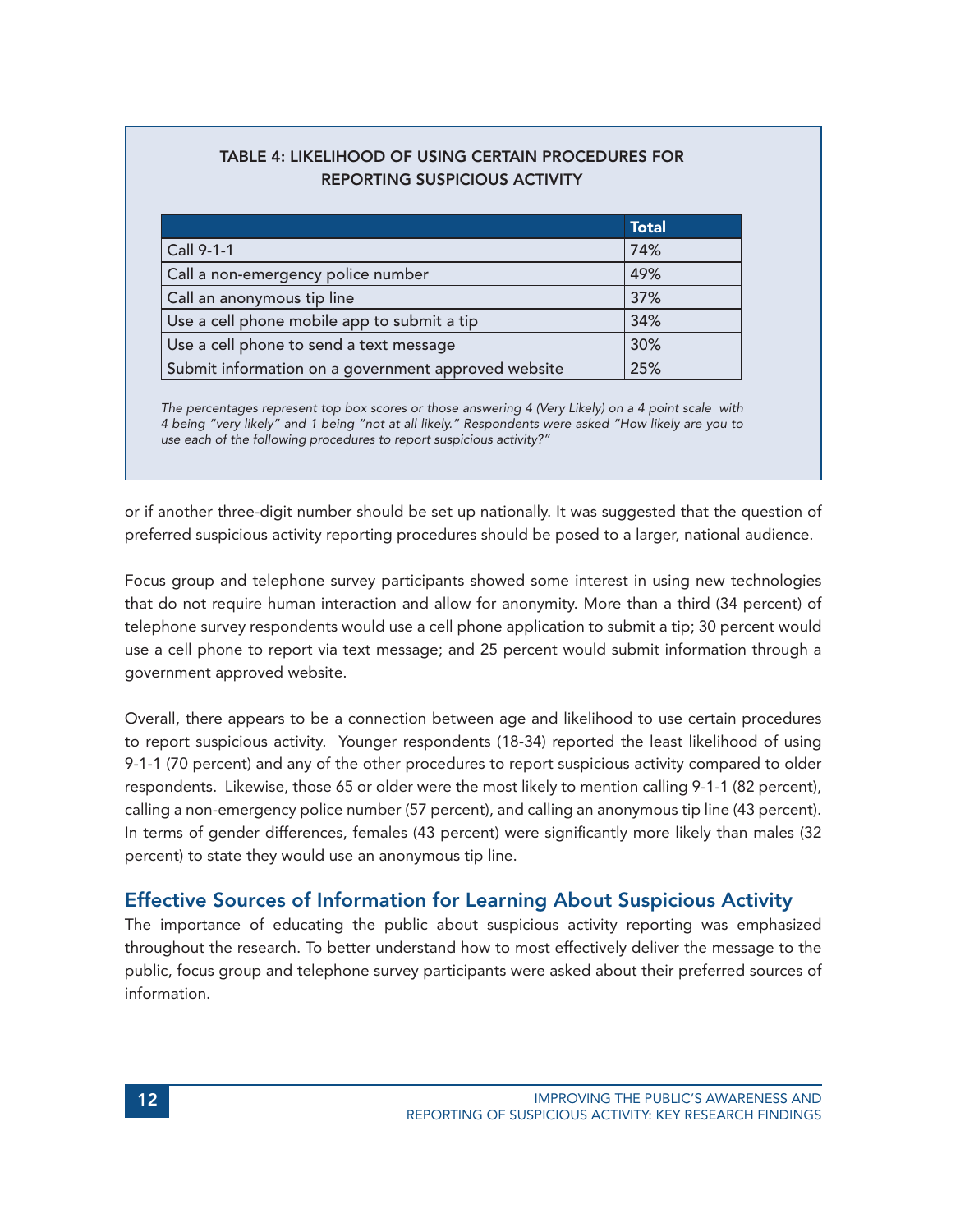**TABLE 4: LIKELIHOOD OF USING CERTAIN PROCEDURES FOR REPORTING SUSPICIOUS ACTIVITY**

| | Total |
|---|---|
| Call 9-1-1 | 74% |
| Call a non-emergency police number | 49% |
| Call an anonymous tip line | 37% |
| Use a cell phone mobile app to submit a tip | 34% |
| Use a cell phone to send a text message | 30% |
| Submit information on a government approved website | 25% |

*The percentages represent top box scores or those answering 4 (Very Likely) on a 4 point scale with 4 being "very likely" and 1 being "not at all likely." Respondents were asked "How likely are you to use each of the following procedures to report suspicious activity?"*

or if another three-digit number should be set up nationally. It was suggested that the question of preferred suspicious activity reporting procedures should be posed to a larger, national audience.

Focus group and telephone survey participants showed some interest in using new technologies that do not require human interaction and allow for anonymity. More than a third (34 percent) of telephone survey respondents would use a cell phone application to submit a tip; 30 percent would use a cell phone to report via text message; and 25 percent would submit information through a government approved website.

Overall, there appears to be a connection between age and likelihood to use certain procedures to report suspicious activity. Younger respondents (18-34) reported the least likelihood of using 9-1-1 (70 percent) and any of the other procedures to report suspicious activity compared to older respondents. Likewise, those 65 or older were the most likely to mention calling 9-1-1 (82 percent), calling a non-emergency police number (57 percent), and calling an anonymous tip line (43 percent). In terms of gender differences, females (43 percent) were significantly more likely than males (32 percent) to state they would use an anonymous tip line.

## Effective Sources of Information for Learning About Suspicious Activity

The importance of educating the public about suspicious activity reporting was emphasized throughout the research. To better understand how to most effectively deliver the message to the public, focus group and telephone survey participants were asked about their preferred sources of information.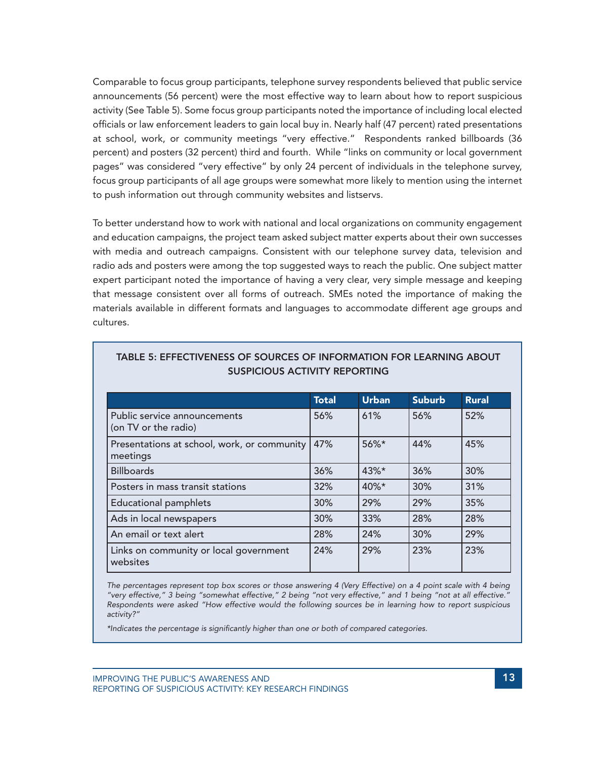Comparable to focus group participants, telephone survey respondents believed that public service announcements (56 percent) were the most effective way to learn about how to report suspicious activity (See Table 5). Some focus group participants noted the importance of including local elected officials or law enforcement leaders to gain local buy in. Nearly half (47 percent) rated presentations at school, work, or community meetings "very effective." Respondents ranked billboards (36 percent) and posters (32 percent) third and fourth. While "links on community or local government pages" was considered "very effective" by only 24 percent of individuals in the telephone survey, focus group participants of all age groups were somewhat more likely to mention using the internet to push information out through community websites and listservs.

To better understand how to work with national and local organizations on community engagement and education campaigns, the project team asked subject matter experts about their own successes with media and outreach campaigns. Consistent with our telephone survey data, television and radio ads and posters were among the top suggested ways to reach the public. One subject matter expert participant noted the importance of having a very clear, very simple message and keeping that message consistent over all forms of outreach. SMEs noted the importance of making the materials available in different formats and languages to accommodate different age groups and cultures.

**TABLE 5: EFFECTIVENESS OF SOURCES OF INFORMATION FOR LEARNING ABOUT SUSPICIOUS ACTIVITY REPORTING**

| | Total | Urban | Suburb | Rural |
|---|---|---|---|---|
| Public service announcements (on TV or the radio) | 56% | 61% | 56% | 52% |
| Presentations at school, work, or community meetings | 47% | 56%* | 44% | 45% |
| Billboards | 36% | 43%* | 36% | 30% |
| Posters in mass transit stations | 32% | 40%* | 30% | 31% |
| Educational pamphlets | 30% | 29% | 29% | 35% |
| Ads in local newspapers | 30% | 33% | 28% | 28% |
| An email or text alert | 28% | 24% | 30% | 29% |
| Links on community or local government websites | 24% | 29% | 23% | 23% |

*The percentages represent top box scores or those answering 4 (Very Effective) on a 4 point scale with 4 being "very effective," 3 being "somewhat effective," 2 being "not very effective," and 1 being "not at all effective." Respondents were asked "How effective would the following sources be in learning how to report suspicious activity?"*

*\*Indicates the percentage is significantly higher than one or both of compared categories.*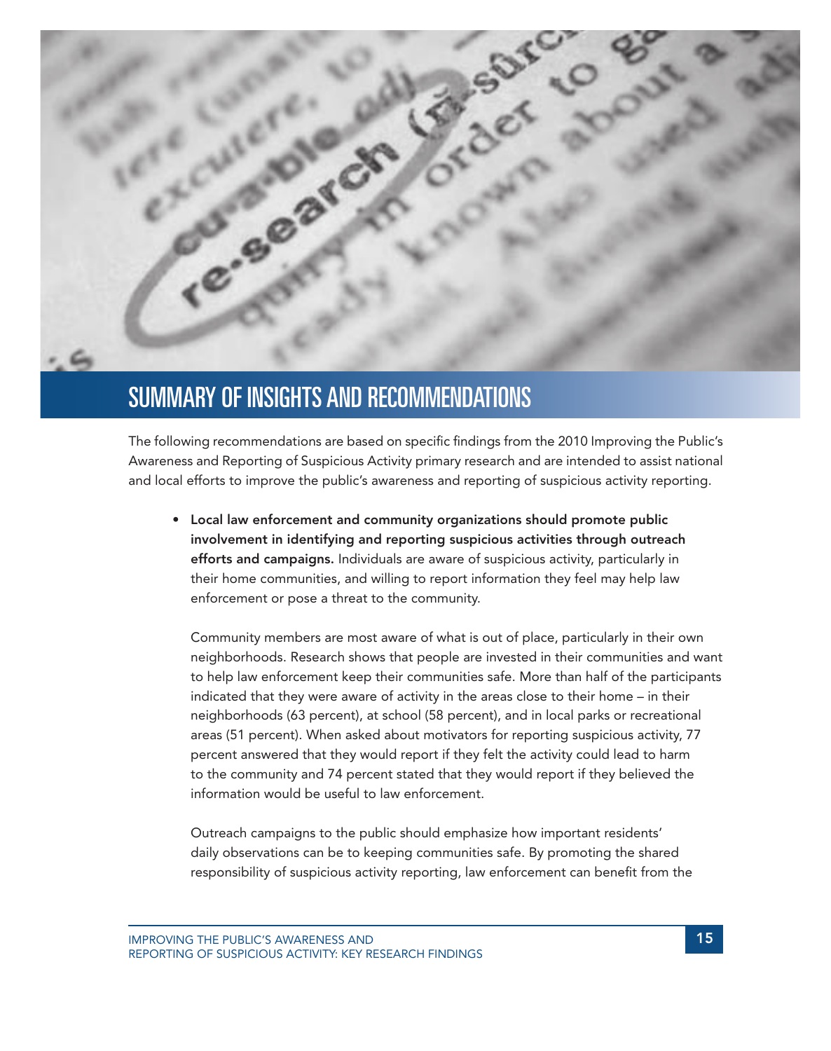# SUMMARY OF INSIGHTS AND RECOMMENDATIONS

The following recommendations are based on specific findings from the 2010 Improving the Public's Awareness and Reporting of Suspicious Activity primary research and are intended to assist national and local efforts to improve the public's awareness and reporting of suspicious activity reporting.

- **Local law enforcement and community organizations should promote public involvement in identifying and reporting suspicious activities through outreach efforts and campaigns.** Individuals are aware of suspicious activity, particularly in their home communities, and willing to report information they feel may help law enforcement or pose a threat to the community.

  Community members are most aware of what is out of place, particularly in their own neighborhoods. Research shows that people are invested in their communities and want to help law enforcement keep their communities safe. More than half of the participants indicated that they were aware of activity in the areas close to their home – in their neighborhoods (63 percent), at school (58 percent), and in local parks or recreational areas (51 percent). When asked about motivators for reporting suspicious activity, 77 percent answered that they would report if they felt the activity could lead to harm to the community and 74 percent stated that they would report if they believed the information would be useful to law enforcement.

  Outreach campaigns to the public should emphasize how important residents' daily observations can be to keeping communities safe. By promoting the shared responsibility of suspicious activity reporting, law enforcement can benefit from the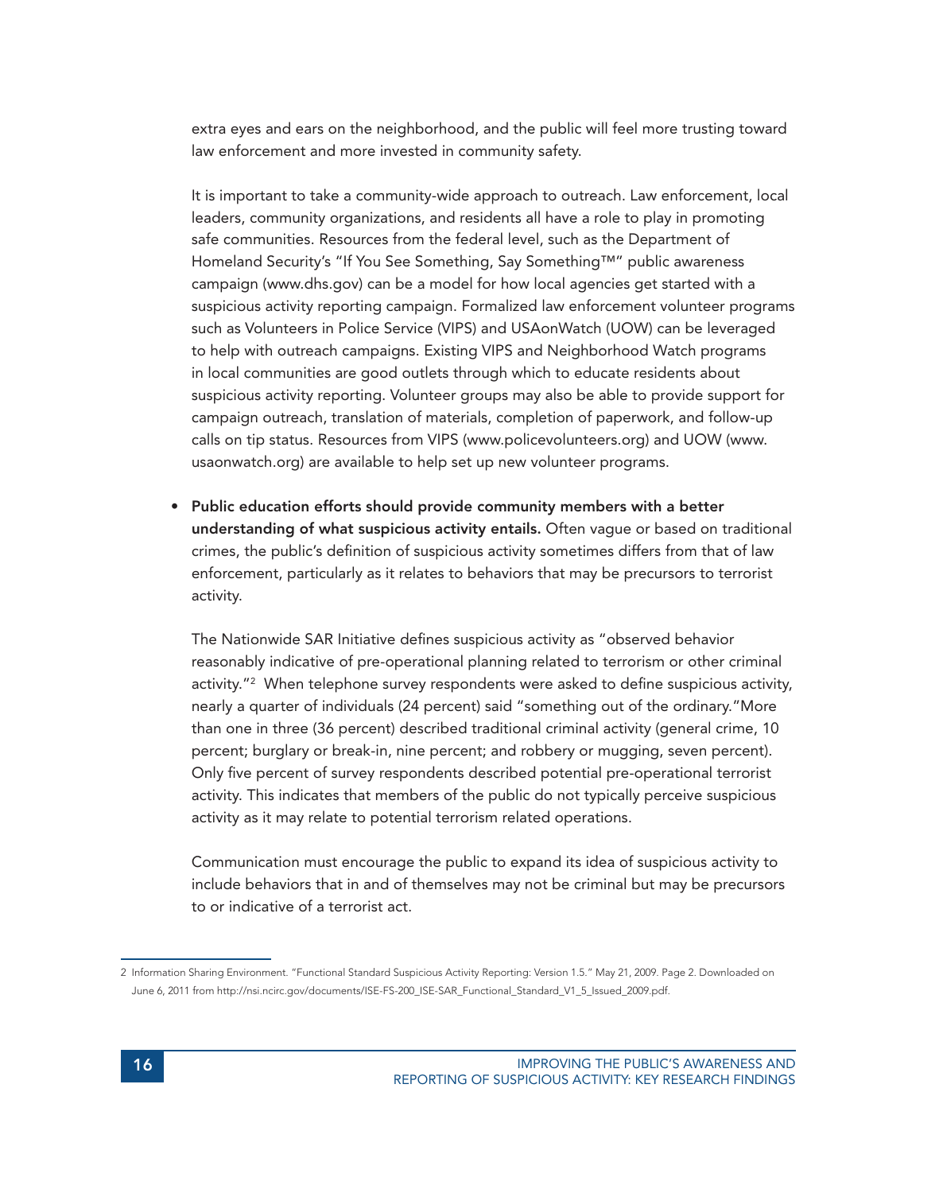extra eyes and ears on the neighborhood, and the public will feel more trusting toward law enforcement and more invested in community safety.

It is important to take a community-wide approach to outreach. Law enforcement, local leaders, community organizations, and residents all have a role to play in promoting safe communities. Resources from the federal level, such as the Department of Homeland Security's "If You See Something, Say Something™" public awareness campaign (www.dhs.gov) can be a model for how local agencies get started with a suspicious activity reporting campaign. Formalized law enforcement volunteer programs such as Volunteers in Police Service (VIPS) and USAonWatch (UOW) can be leveraged to help with outreach campaigns. Existing VIPS and Neighborhood Watch programs in local communities are good outlets through which to educate residents about suspicious activity reporting. Volunteer groups may also be able to provide support for campaign outreach, translation of materials, completion of paperwork, and follow-up calls on tip status. Resources from VIPS (www.policevolunteers.org) and UOW (www.usaonwatch.org) are available to help set up new volunteer programs.

- **Public education efforts should provide community members with a better understanding of what suspicious activity entails.** Often vague or based on traditional crimes, the public's definition of suspicious activity sometimes differs from that of law enforcement, particularly as it relates to behaviors that may be precursors to terrorist activity.

  The Nationwide SAR Initiative defines suspicious activity as "observed behavior reasonably indicative of pre-operational planning related to terrorism or other criminal activity."[2] When telephone survey respondents were asked to define suspicious activity, nearly a quarter of individuals (24 percent) said "something out of the ordinary."More than one in three (36 percent) described traditional criminal activity (general crime, 10 percent; burglary or break-in, nine percent; and robbery or mugging, seven percent). Only five percent of survey respondents described potential pre-operational terrorist activity. This indicates that members of the public do not typically perceive suspicious activity as it may relate to potential terrorism related operations.

  Communication must encourage the public to expand its idea of suspicious activity to include behaviors that in and of themselves may not be criminal but may be precursors to or indicative of a terrorist act.

---

2 Information Sharing Environment. "Functional Standard Suspicious Activity Reporting: Version 1.5." May 21, 2009. Page 2. Downloaded on June 6, 2011 from http://nsi.ncirc.gov/documents/ISE-FS-200_ISE-SAR_Functional_Standard_V1_5_Issued_2009.pdf.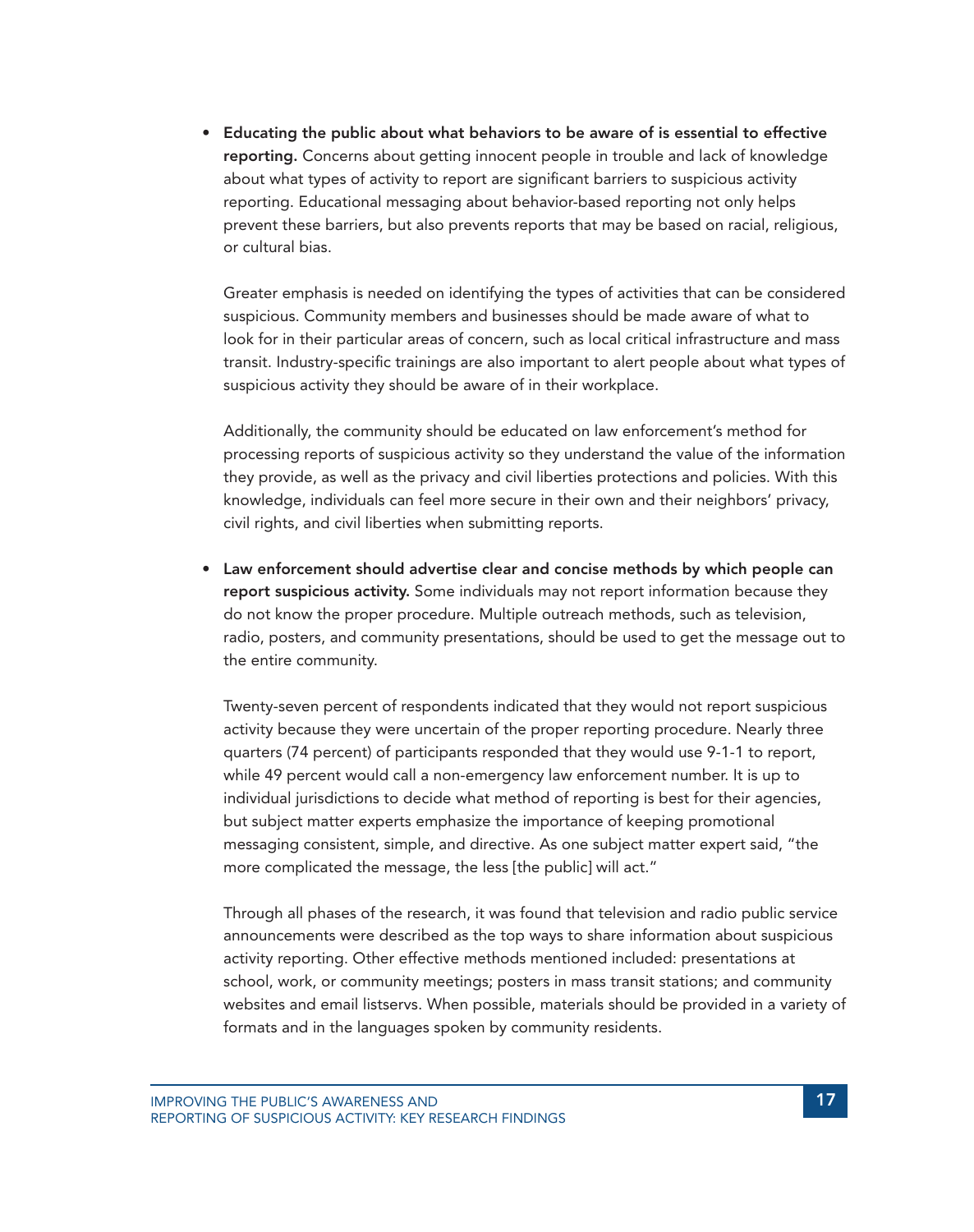- **Educating the public about what behaviors to be aware of is essential to effective reporting.** Concerns about getting innocent people in trouble and lack of knowledge about what types of activity to report are significant barriers to suspicious activity reporting. Educational messaging about behavior-based reporting not only helps prevent these barriers, but also prevents reports that may be based on racial, religious, or cultural bias.

  Greater emphasis is needed on identifying the types of activities that can be considered suspicious. Community members and businesses should be made aware of what to look for in their particular areas of concern, such as local critical infrastructure and mass transit. Industry-specific trainings are also important to alert people about what types of suspicious activity they should be aware of in their workplace.

  Additionally, the community should be educated on law enforcement's method for processing reports of suspicious activity so they understand the value of the information they provide, as well as the privacy and civil liberties protections and policies. With this knowledge, individuals can feel more secure in their own and their neighbors' privacy, civil rights, and civil liberties when submitting reports.

- **Law enforcement should advertise clear and concise methods by which people can report suspicious activity.** Some individuals may not report information because they do not know the proper procedure. Multiple outreach methods, such as television, radio, posters, and community presentations, should be used to get the message out to the entire community.

  Twenty-seven percent of respondents indicated that they would not report suspicious activity because they were uncertain of the proper reporting procedure. Nearly three quarters (74 percent) of participants responded that they would use 9-1-1 to report, while 49 percent would call a non-emergency law enforcement number. It is up to individual jurisdictions to decide what method of reporting is best for their agencies, but subject matter experts emphasize the importance of keeping promotional messaging consistent, simple, and directive. As one subject matter expert said, "the more complicated the message, the less [the public] will act."

  Through all phases of the research, it was found that television and radio public service announcements were described as the top ways to share information about suspicious activity reporting. Other effective methods mentioned included: presentations at school, work, or community meetings; posters in mass transit stations; and community websites and email listservs. When possible, materials should be provided in a variety of formats and in the languages spoken by community residents.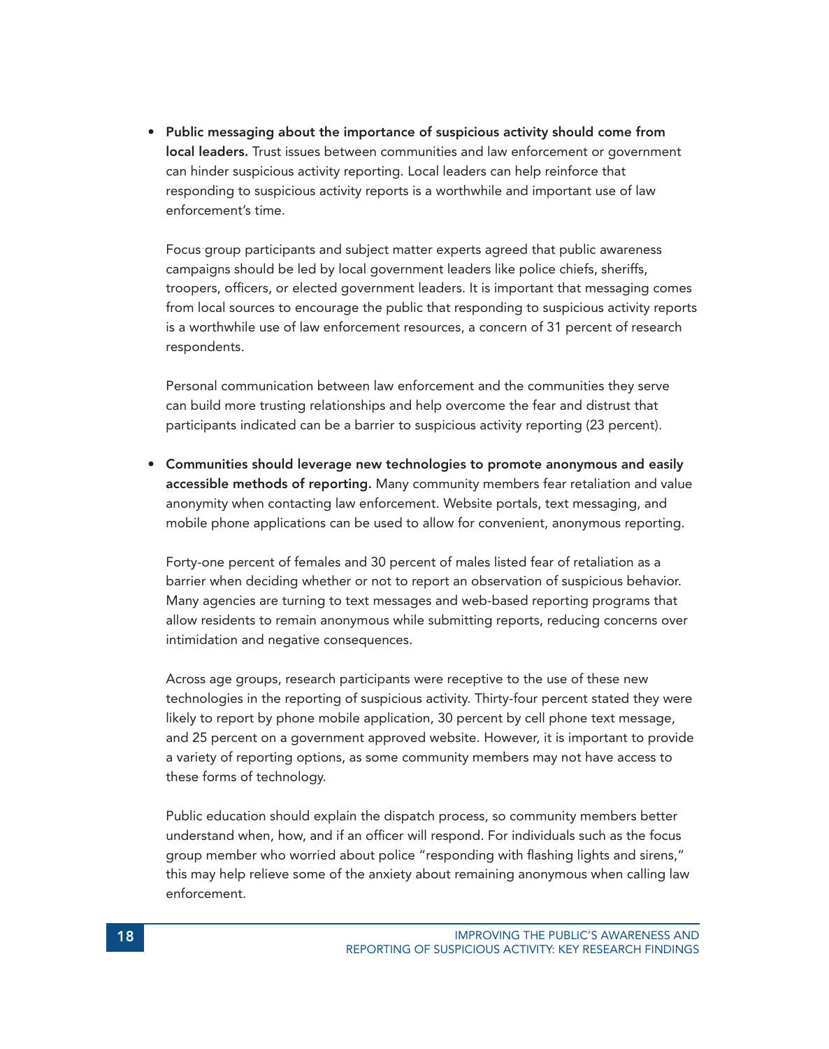- **Public messaging about the importance of suspicious activity should come from local leaders.** Trust issues between communities and law enforcement or government can hinder suspicious activity reporting. Local leaders can help reinforce that responding to suspicious activity reports is a worthwhile and important use of law enforcement's time.

  Focus group participants and subject matter experts agreed that public awareness campaigns should be led by local government leaders like police chiefs, sheriffs, troopers, officers, or elected government leaders. It is important that messaging comes from local sources to encourage the public that responding to suspicious activity reports is a worthwhile use of law enforcement resources, a concern of 31 percent of research respondents.

  Personal communication between law enforcement and the communities they serve can build more trusting relationships and help overcome the fear and distrust that participants indicated can be a barrier to suspicious activity reporting (23 percent).

- **Communities should leverage new technologies to promote anonymous and easily accessible methods of reporting.** Many community members fear retaliation and value anonymity when contacting law enforcement. Website portals, text messaging, and mobile phone applications can be used to allow for convenient, anonymous reporting.

  Forty-one percent of females and 30 percent of males listed fear of retaliation as a barrier when deciding whether or not to report an observation of suspicious behavior. Many agencies are turning to text messages and web-based reporting programs that allow residents to remain anonymous while submitting reports, reducing concerns over intimidation and negative consequences.

  Across age groups, research participants were receptive to the use of these new technologies in the reporting of suspicious activity. Thirty-four percent stated they were likely to report by phone mobile application, 30 percent by cell phone text message, and 25 percent on a government approved website. However, it is important to provide a variety of reporting options, as some community members may not have access to these forms of technology.

  Public education should explain the dispatch process, so community members better understand when, how, and if an officer will respond. For individuals such as the focus group member who worried about police "responding with flashing lights and sirens," this may help relieve some of the anxiety about remaining anonymous when calling law enforcement.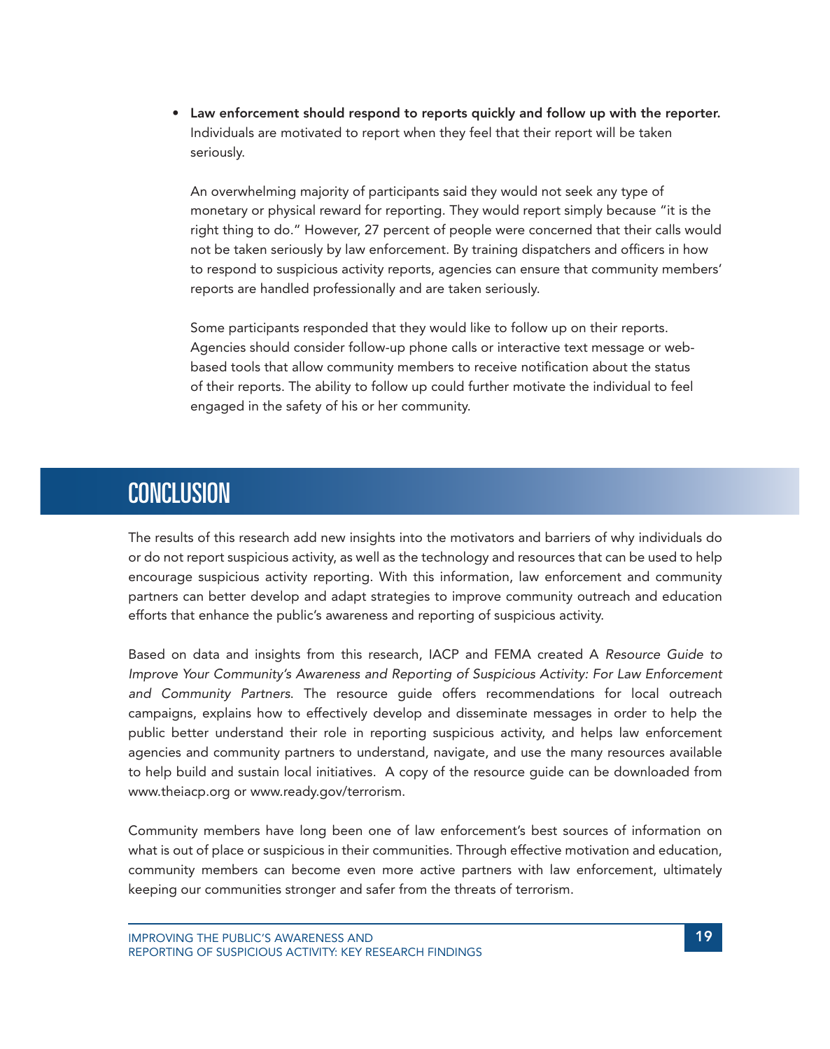- **Law enforcement should respond to reports quickly and follow up with the reporter.** Individuals are motivated to report when they feel that their report will be taken seriously.

  An overwhelming majority of participants said they would not seek any type of monetary or physical reward for reporting. They would report simply because "it is the right thing to do." However, 27 percent of people were concerned that their calls would not be taken seriously by law enforcement. By training dispatchers and officers in how to respond to suspicious activity reports, agencies can ensure that community members' reports are handled professionally and are taken seriously.

  Some participants responded that they would like to follow up on their reports. Agencies should consider follow-up phone calls or interactive text message or web-based tools that allow community members to receive notification about the status of their reports. The ability to follow up could further motivate the individual to feel engaged in the safety of his or her community.

## CONCLUSION

The results of this research add new insights into the motivators and barriers of why individuals do or do not report suspicious activity, as well as the technology and resources that can be used to help encourage suspicious activity reporting. With this information, law enforcement and community partners can better develop and adapt strategies to improve community outreach and education efforts that enhance the public's awareness and reporting of suspicious activity.

Based on data and insights from this research, IACP and FEMA created A *Resource Guide to Improve Your Community's Awareness and Reporting of Suspicious Activity: For Law Enforcement and Community Partners*. The resource guide offers recommendations for local outreach campaigns, explains how to effectively develop and disseminate messages in order to help the public better understand their role in reporting suspicious activity, and helps law enforcement agencies and community partners to understand, navigate, and use the many resources available to help build and sustain local initiatives. A copy of the resource guide can be downloaded from www.theiacp.org or www.ready.gov/terrorism.

Community members have long been one of law enforcement's best sources of information on what is out of place or suspicious in their communities. Through effective motivation and education, community members can become even more active partners with law enforcement, ultimately keeping our communities stronger and safer from the threats of terrorism.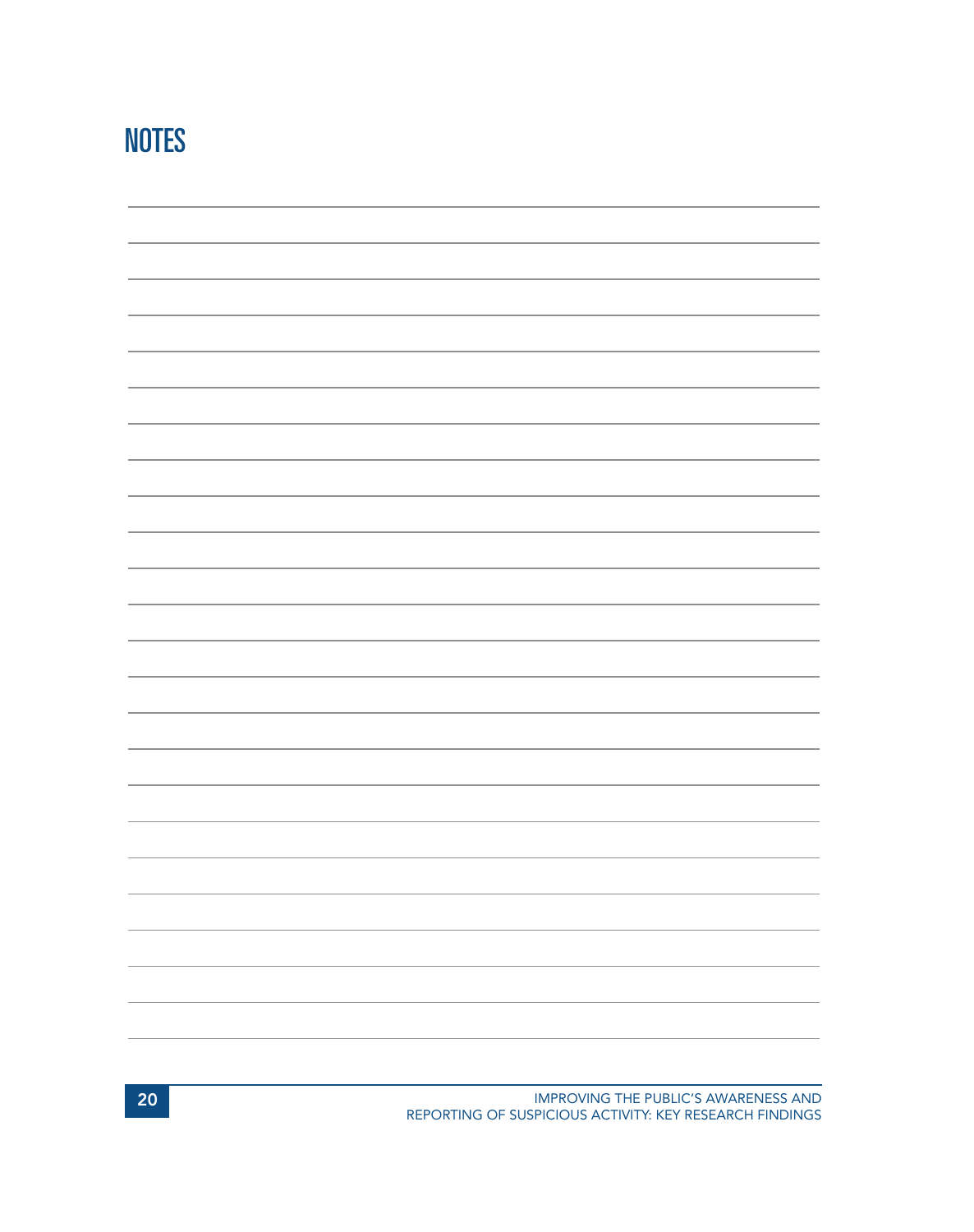# NOTES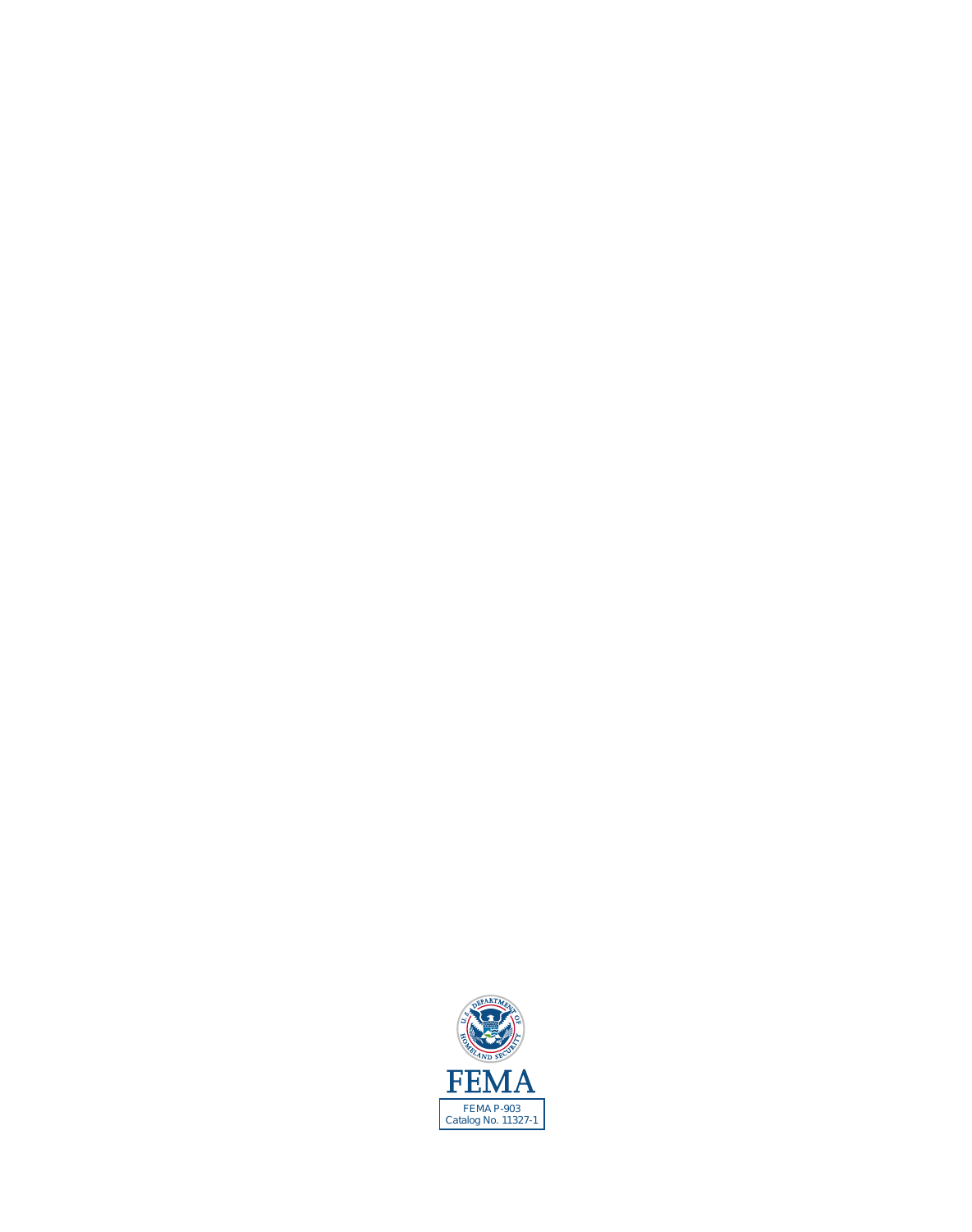FEMA

FEMA P-903
Catalog No. 11327-1